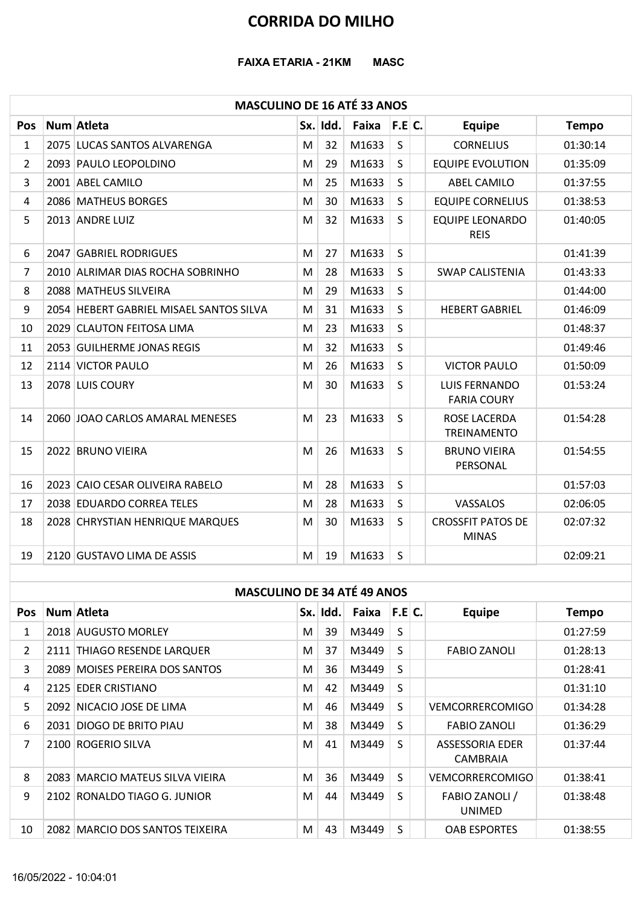# CORRIDA DO MILHO

**FAIXA ETARIA - 21KM MASC**

| MASCULINO DE 16 ATÉ 33 ANOS | | | | | | | | | |
|---|---|---|---|---|---|---|---|---|---|
| **Pos** | **Num** | **Atleta** | **Sx.** | **Idd.** | **Faixa** | **F.E** | **C.** | **Equipe** | **Tempo** |
| 1 | 2075 | LUCAS SANTOS ALVARENGA | M | 32 | M1633 | S | | CORNELIUS | 01:30:14 |
| 2 | 2093 | PAULO LEOPOLDINO | M | 29 | M1633 | S | | EQUIPE EVOLUTION | 01:35:09 |
| 3 | 2001 | ABEL CAMILO | M | 25 | M1633 | S | | ABEL CAMILO | 01:37:55 |
| 4 | 2086 | MATHEUS BORGES | M | 30 | M1633 | S | | EQUIPE CORNELIUS | 01:38:53 |
| 5 | 2013 | ANDRE LUIZ | M | 32 | M1633 | S | | EQUIPE LEONARDO REIS | 01:40:05 |
| 6 | 2047 | GABRIEL RODRIGUES | M | 27 | M1633 | S | | | 01:41:39 |
| 7 | 2010 | ALRIMAR DIAS ROCHA SOBRINHO | M | 28 | M1633 | S | | SWAP CALISTENIA | 01:43:33 |
| 8 | 2088 | MATHEUS SILVEIRA | M | 29 | M1633 | S | | | 01:44:00 |
| 9 | 2054 | HEBERT GABRIEL MISAEL SANTOS SILVA | M | 31 | M1633 | S | | HEBERT GABRIEL | 01:46:09 |
| 10 | 2029 | CLAUTON FEITOSA LIMA | M | 23 | M1633 | S | | | 01:48:37 |
| 11 | 2053 | GUILHERME JONAS REGIS | M | 32 | M1633 | S | | | 01:49:46 |
| 12 | 2114 | VICTOR PAULO | M | 26 | M1633 | S | | VICTOR PAULO | 01:50:09 |
| 13 | 2078 | LUIS COURY | M | 30 | M1633 | S | | LUIS FERNANDO FARIA COURY | 01:53:24 |
| 14 | 2060 | JOAO CARLOS AMARAL MENESES | M | 23 | M1633 | S | | ROSE LACERDA TREINAMENTO | 01:54:28 |
| 15 | 2022 | BRUNO VIEIRA | M | 26 | M1633 | S | | BRUNO VIEIRA PERSONAL | 01:54:55 |
| 16 | 2023 | CAIO CESAR OLIVEIRA RABELO | M | 28 | M1633 | S | | | 01:57:03 |
| 17 | 2038 | EDUARDO CORREA TELES | M | 28 | M1633 | S | | VASSALOS | 02:06:05 |
| 18 | 2028 | CHRYSTIAN HENRIQUE MARQUES | M | 30 | M1633 | S | | CROSSFIT PATOS DE MINAS | 02:07:32 |
| 19 | 2120 | GUSTAVO LIMA DE ASSIS | M | 19 | M1633 | S | | | 02:09:21 |

| MASCULINO DE 34 ATÉ 49 ANOS | | | | | | | | | |
|---|---|---|---|---|---|---|---|---|---|
| **Pos** | **Num** | **Atleta** | **Sx.** | **Idd.** | **Faixa** | **F.E** | **C.** | **Equipe** | **Tempo** |
| 1 | 2018 | AUGUSTO MORLEY | M | 39 | M3449 | S | | | 01:27:59 |
| 2 | 2111 | THIAGO RESENDE LARQUER | M | 37 | M3449 | S | | FABIO ZANOLI | 01:28:13 |
| 3 | 2089 | MOISES PEREIRA DOS SANTOS | M | 36 | M3449 | S | | | 01:28:41 |
| 4 | 2125 | EDER CRISTIANO | M | 42 | M3449 | S | | | 01:31:10 |
| 5 | 2092 | NICACIO JOSE DE LIMA | M | 46 | M3449 | S | | VEMCORRERCOMIGO | 01:34:28 |
| 6 | 2031 | DIOGO DE BRITO PIAU | M | 38 | M3449 | S | | FABIO ZANOLI | 01:36:29 |
| 7 | 2100 | ROGERIO SILVA | M | 41 | M3449 | S | | ASSESSORIA EDER CAMBRAIA | 01:37:44 |
| 8 | 2083 | MARCIO MATEUS SILVA VIEIRA | M | 36 | M3449 | S | | VEMCORRERCOMIGO | 01:38:41 |
| 9 | 2102 | RONALDO TIAGO G. JUNIOR | M | 44 | M3449 | S | | FABIO ZANOLI / UNIMED | 01:38:48 |
| 10 | 2082 | MARCIO DOS SANTOS TEIXEIRA | M | 43 | M3449 | S | | OAB ESPORTES | 01:38:55 |

16/05/2022 - 10:04:01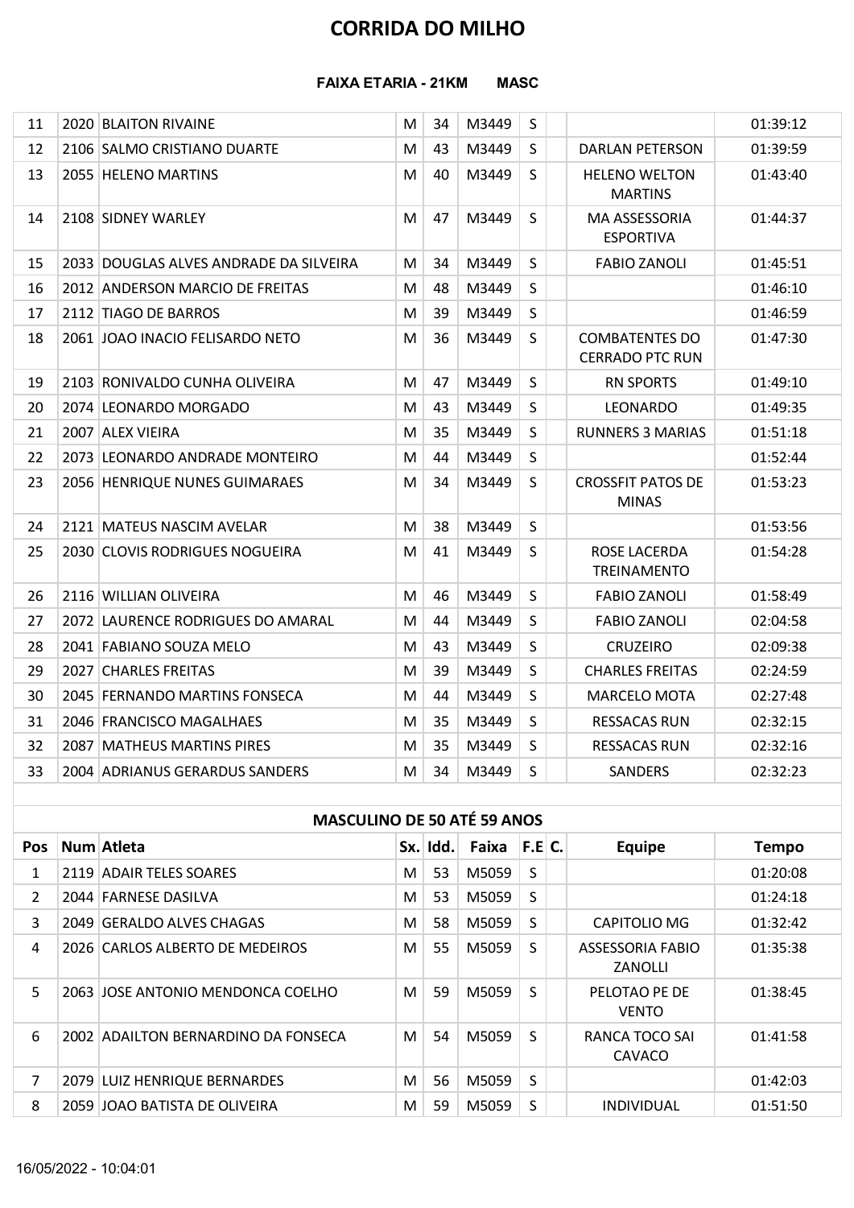# CORRIDA DO MILHO

**FAIXA ETARIA - 21KM MASC**

| Pos | Num | Atleta | Sx. | Idd. | Faixa | F.E | C. | Equipe | Tempo |
|---|---|---|---|---|---|---|---|---|---|
| 11 | 2020 | BLAITON RIVAINE | M | 34 | M3449 | S | | | 01:39:12 |
| 12 | 2106 | SALMO CRISTIANO DUARTE | M | 43 | M3449 | S | | DARLAN PETERSON | 01:39:59 |
| 13 | 2055 | HELENO MARTINS | M | 40 | M3449 | S | | HELENO WELTON MARTINS | 01:43:40 |
| 14 | 2108 | SIDNEY WARLEY | M | 47 | M3449 | S | | MA ASSESSORIA ESPORTIVA | 01:44:37 |
| 15 | 2033 | DOUGLAS ALVES ANDRADE DA SILVEIRA | M | 34 | M3449 | S | | FABIO ZANOLI | 01:45:51 |
| 16 | 2012 | ANDERSON MARCIO DE FREITAS | M | 48 | M3449 | S | | | 01:46:10 |
| 17 | 2112 | TIAGO DE BARROS | M | 39 | M3449 | S | | | 01:46:59 |
| 18 | 2061 | JOAO INACIO FELISARDO NETO | M | 36 | M3449 | S | | COMBATENTES DO CERRADO PTC RUN | 01:47:30 |
| 19 | 2103 | RONIVALDO CUNHA OLIVEIRA | M | 47 | M3449 | S | | RN SPORTS | 01:49:10 |
| 20 | 2074 | LEONARDO MORGADO | M | 43 | M3449 | S | | LEONARDO | 01:49:35 |
| 21 | 2007 | ALEX VIEIRA | M | 35 | M3449 | S | | RUNNERS 3 MARIAS | 01:51:18 |
| 22 | 2073 | LEONARDO ANDRADE MONTEIRO | M | 44 | M3449 | S | | | 01:52:44 |
| 23 | 2056 | HENRIQUE NUNES GUIMARAES | M | 34 | M3449 | S | | CROSSFIT PATOS DE MINAS | 01:53:23 |
| 24 | 2121 | MATEUS NASCIM AVELAR | M | 38 | M3449 | S | | | 01:53:56 |
| 25 | 2030 | CLOVIS RODRIGUES NOGUEIRA | M | 41 | M3449 | S | | ROSE LACERDA TREINAMENTO | 01:54:28 |
| 26 | 2116 | WILLIAN OLIVEIRA | M | 46 | M3449 | S | | FABIO ZANOLI | 01:58:49 |
| 27 | 2072 | LAURENCE RODRIGUES DO AMARAL | M | 44 | M3449 | S | | FABIO ZANOLI | 02:04:58 |
| 28 | 2041 | FABIANO SOUZA MELO | M | 43 | M3449 | S | | CRUZEIRO | 02:09:38 |
| 29 | 2027 | CHARLES FREITAS | M | 39 | M3449 | S | | CHARLES FREITAS | 02:24:59 |
| 30 | 2045 | FERNANDO MARTINS FONSECA | M | 44 | M3449 | S | | MARCELO MOTA | 02:27:48 |
| 31 | 2046 | FRANCISCO MAGALHAES | M | 35 | M3449 | S | | RESSACAS RUN | 02:32:15 |
| 32 | 2087 | MATHEUS MARTINS PIRES | M | 35 | M3449 | S | | RESSACAS RUN | 02:32:16 |
| 33 | 2004 | ADRIANUS GERARDUS SANDERS | M | 34 | M3449 | S | | SANDERS | 02:32:23 |

## MASCULINO DE 50 ATÉ 59 ANOS

| Pos | Num | Atleta | Sx. | Idd. | Faixa | F.E | C. | Equipe | Tempo |
|---|---|---|---|---|---|---|---|---|---|
| 1 | 2119 | ADAIR TELES SOARES | M | 53 | M5059 | S | | | 01:20:08 |
| 2 | 2044 | FARNESE DASILVA | M | 53 | M5059 | S | | | 01:24:18 |
| 3 | 2049 | GERALDO ALVES CHAGAS | M | 58 | M5059 | S | | CAPITOLIO MG | 01:32:42 |
| 4 | 2026 | CARLOS ALBERTO DE MEDEIROS | M | 55 | M5059 | S | | ASSESSORIA FABIO ZANOLLI | 01:35:38 |
| 5 | 2063 | JOSE ANTONIO MENDONCA COELHO | M | 59 | M5059 | S | | PELOTAO PE DE VENTO | 01:38:45 |
| 6 | 2002 | ADAILTON BERNARDINO DA FONSECA | M | 54 | M5059 | S | | RANCA TOCO SAI CAVACO | 01:41:58 |
| 7 | 2079 | LUIZ HENRIQUE BERNARDES | M | 56 | M5059 | S | | | 01:42:03 |
| 8 | 2059 | JOAO BATISTA DE OLIVEIRA | M | 59 | M5059 | S | | INDIVIDUAL | 01:51:50 |

16/05/2022 - 10:04:01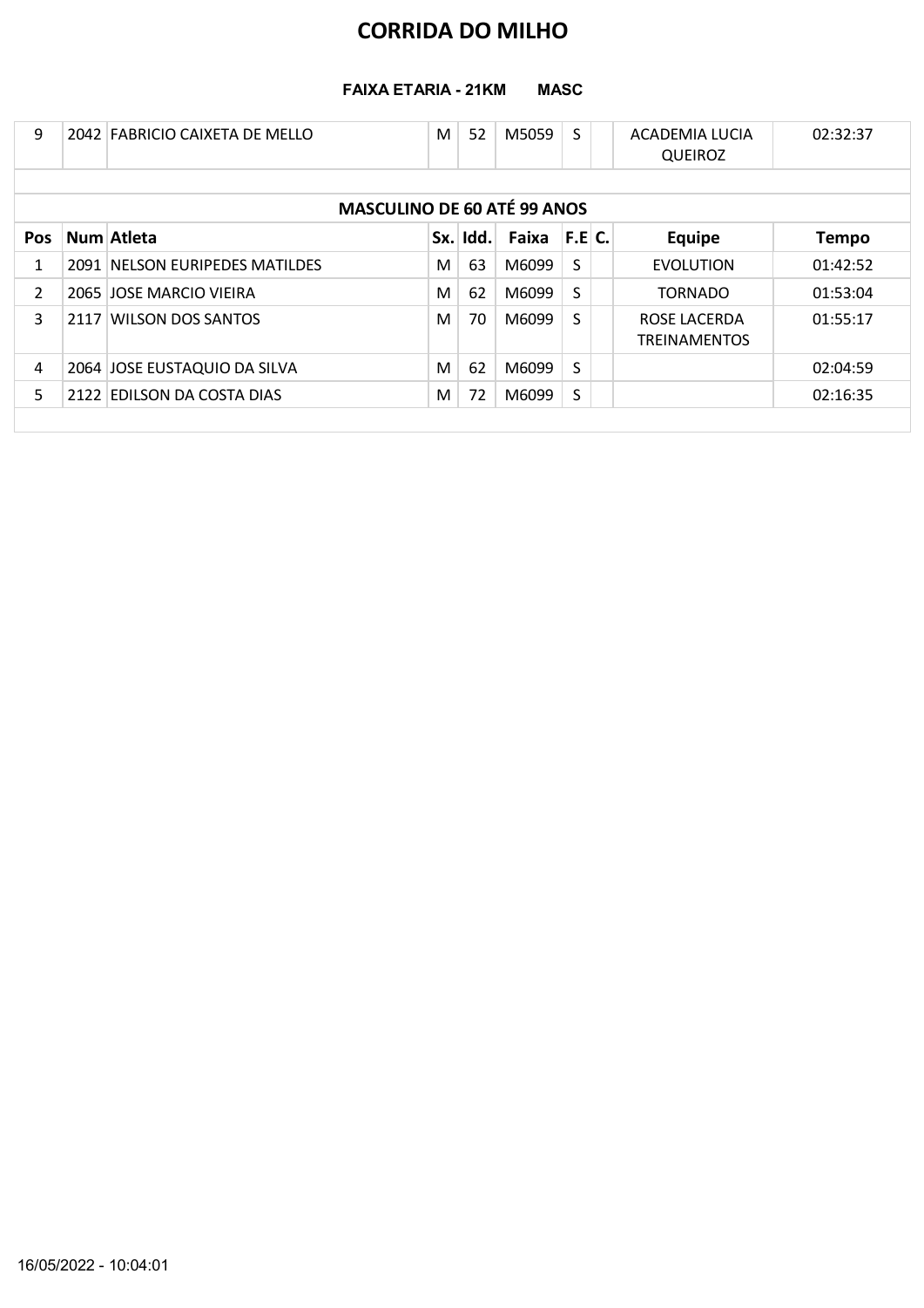# CORRIDA DO MILHO

**FAIXA ETARIA - 21KM MASC**

| | | | | | | | | | |
|---|---|---|---|---|---|---|---|---|---|
| 9 | 2042 | FABRICIO CAIXETA DE MELLO | M | 52 | M5059 | S | | ACADEMIA LUCIA QUEIROZ | 02:32:37 |

**MASCULINO DE 60 ATÉ 99 ANOS**

| Pos | Num | Atleta | Sx. | Idd. | Faixa | F.E | C. | Equipe | Tempo |
|---|---|---|---|---|---|---|---|---|---|
| 1 | 2091 | NELSON EURIPEDES MATILDES | M | 63 | M6099 | S | | EVOLUTION | 01:42:52 |
| 2 | 2065 | JOSE MARCIO VIEIRA | M | 62 | M6099 | S | | TORNADO | 01:53:04 |
| 3 | 2117 | WILSON DOS SANTOS | M | 70 | M6099 | S | | ROSE LACERDA TREINAMENTOS | 01:55:17 |
| 4 | 2064 | JOSE EUSTAQUIO DA SILVA | M | 62 | M6099 | S | | | 02:04:59 |
| 5 | 2122 | EDILSON DA COSTA DIAS | M | 72 | M6099 | S | | | 02:16:35 |

16/05/2022 - 10:04:01